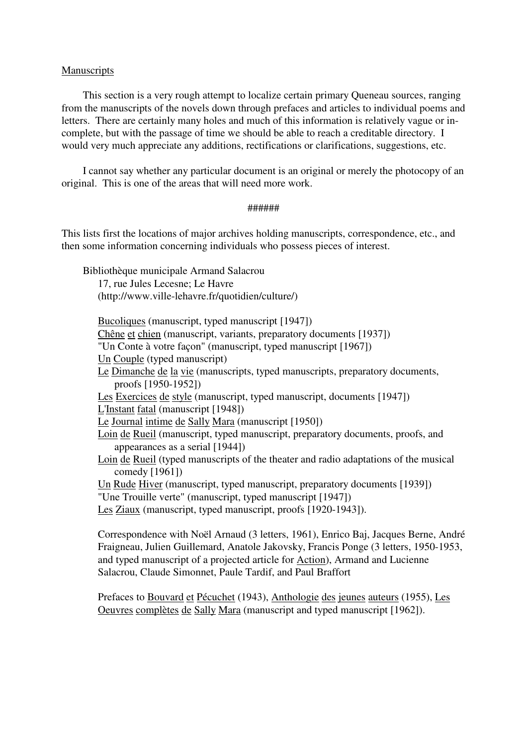Manuscripts

This section is a very rough attempt to localize certain primary Queneau sources, ranging from the manuscripts of the novels down through prefaces and articles to individual poems and letters. There are certainly many holes and much of this information is relatively vague or incomplete, but with the passage of time we should be able to reach a creditable directory. I would very much appreciate any additions, rectifications or clarifications, suggestions, etc.

I cannot say whether any particular document is an original or merely the photocopy of an original. This is one of the areas that will need more work.

######

This lists first the locations of major archives holding manuscripts, correspondence, etc., and then some information concerning individuals who possess pieces of interest.

Bibliothèque municipale Armand Salacrou
17, rue Jules Lecesne; Le Havre
(http://www.ville-lehavre.fr/quotidien/culture/)

Bucoliques (manuscript, typed manuscript [1947])
Chêne et chien (manuscript, variants, preparatory documents [1937])
"Un Conte à votre façon" (manuscript, typed manuscript [1967])
Un Couple (typed manuscript)
Le Dimanche de la vie (manuscripts, typed manuscripts, preparatory documents, proofs [1950-1952])
Les Exercices de style (manuscript, typed manuscript, documents [1947])
L'Instant fatal (manuscript [1948])
Le Journal intime de Sally Mara (manuscript [1950])
Loin de Rueil (manuscript, typed manuscript, preparatory documents, proofs, and appearances as a serial [1944])
Loin de Rueil (typed manuscripts of the theater and radio adaptations of the musical comedy [1961])
Un Rude Hiver (manuscript, typed manuscript, preparatory documents [1939])
"Une Trouille verte" (manuscript, typed manuscript [1947])
Les Ziaux (manuscript, typed manuscript, proofs [1920-1943]).

Correspondence with Noël Arnaud (3 letters, 1961), Enrico Baj, Jacques Berne, André Fraigneau, Julien Guillemard, Anatole Jakovsky, Francis Ponge (3 letters, 1950-1953, and typed manuscript of a projected article for Action), Armand and Lucienne Salacrou, Claude Simonnet, Paule Tardif, and Paul Braffort

Prefaces to Bouvard et Pécuchet (1943), Anthologie des jeunes auteurs (1955), Les Oeuvres complètes de Sally Mara (manuscript and typed manuscript [1962]).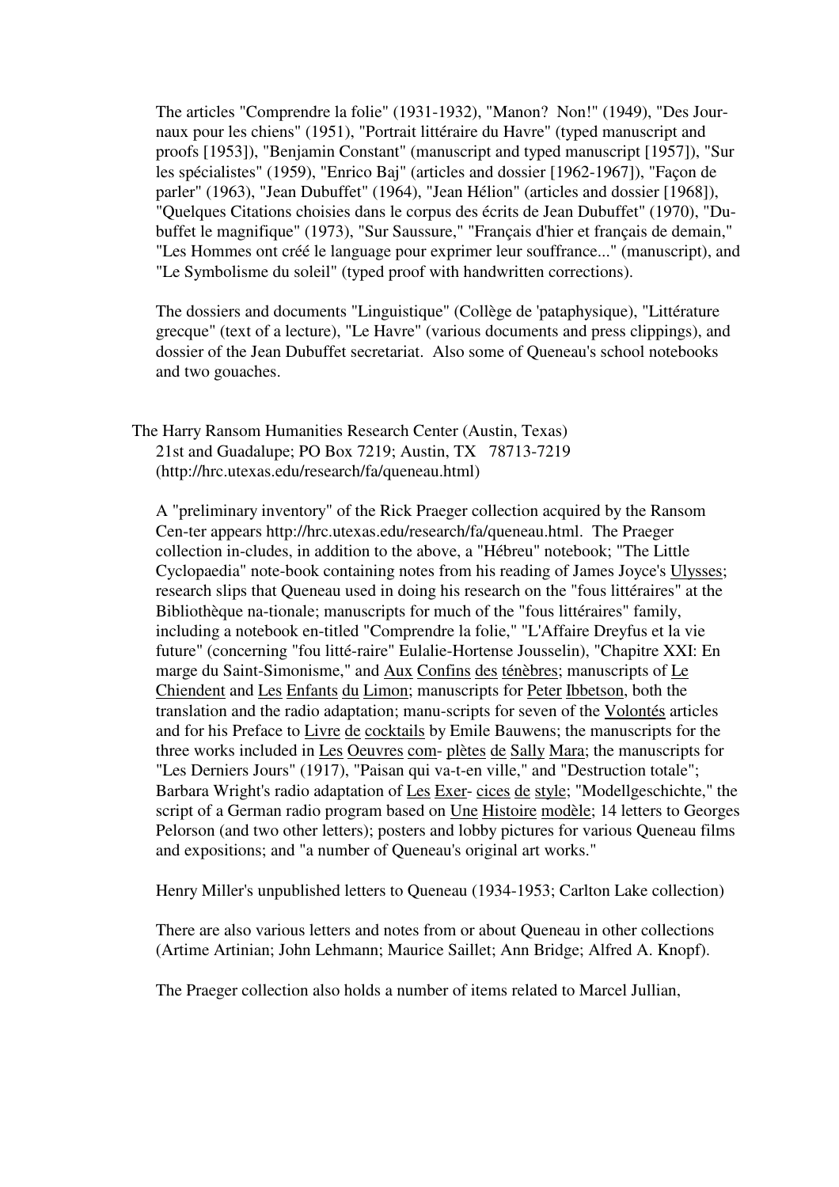The articles "Comprendre la folie" (1931-1932), "Manon? Non!" (1949), "Des Journaux pour les chiens" (1951), "Portrait littéraire du Havre" (typed manuscript and proofs [1953]), "Benjamin Constant" (manuscript and typed manuscript [1957]), "Sur les spécialistes" (1959), "Enrico Baj" (articles and dossier [1962-1967]), "Façon de parler" (1963), "Jean Dubuffet" (1964), "Jean Hélion" (articles and dossier [1968]), "Quelques Citations choisies dans le corpus des écrits de Jean Dubuffet" (1970), "Dubuffet le magnifique" (1973), "Sur Saussure," "Français d'hier et français de demain," "Les Hommes ont créé le language pour exprimer leur souffrance..." (manuscript), and "Le Symbolisme du soleil" (typed proof with handwritten corrections).

The dossiers and documents "Linguistique" (Collège de 'pataphysique), "Littérature grecque" (text of a lecture), "Le Havre" (various documents and press clippings), and dossier of the Jean Dubuffet secretariat. Also some of Queneau's school notebooks and two gouaches.

The Harry Ransom Humanities Research Center (Austin, Texas)
21st and Guadalupe; PO Box 7219; Austin, TX 78713-7219
(http://hrc.utexas.edu/research/fa/queneau.html)

A "preliminary inventory" of the Rick Praeger collection acquired by the Ransom Cen-ter appears http://hrc.utexas.edu/research/fa/queneau.html. The Praeger collection in-cludes, in addition to the above, a "Hébreu" notebook; "The Little Cyclopaedia" note-book containing notes from his reading of James Joyce's Ulysses; research slips that Queneau used in doing his research on the "fous littéraires" at the Bibliothèque na-tionale; manuscripts for much of the "fous littéraires" family, including a notebook en-titled "Comprendre la folie," "L'Affaire Dreyfus et la vie future" (concerning "fou litté-raire" Eulalie-Hortense Jousselin), "Chapitre XXI: En marge du Saint-Simonisme," and Aux Confins des ténèbres; manuscripts of Le Chiendent and Les Enfants du Limon; manuscripts for Peter Ibbetson, both the translation and the radio adaptation; manu-scripts for seven of the Volontés articles and for his Preface to Livre de cocktails by Emile Bauwens; the manuscripts for the three works included in Les Oeuvres com- plètes de Sally Mara; the manuscripts for "Les Derniers Jours" (1917), "Paisan qui va-t-en ville," and "Destruction totale"; Barbara Wright's radio adaptation of Les Exer- cices de style; "Modellgeschichte," the script of a German radio program based on Une Histoire modèle; 14 letters to Georges Pelorson (and two other letters); posters and lobby pictures for various Queneau films and expositions; and "a number of Queneau's original art works."

Henry Miller's unpublished letters to Queneau (1934-1953; Carlton Lake collection)

There are also various letters and notes from or about Queneau in other collections (Artime Artinian; John Lehmann; Maurice Saillet; Ann Bridge; Alfred A. Knopf).

The Praeger collection also holds a number of items related to Marcel Jullian,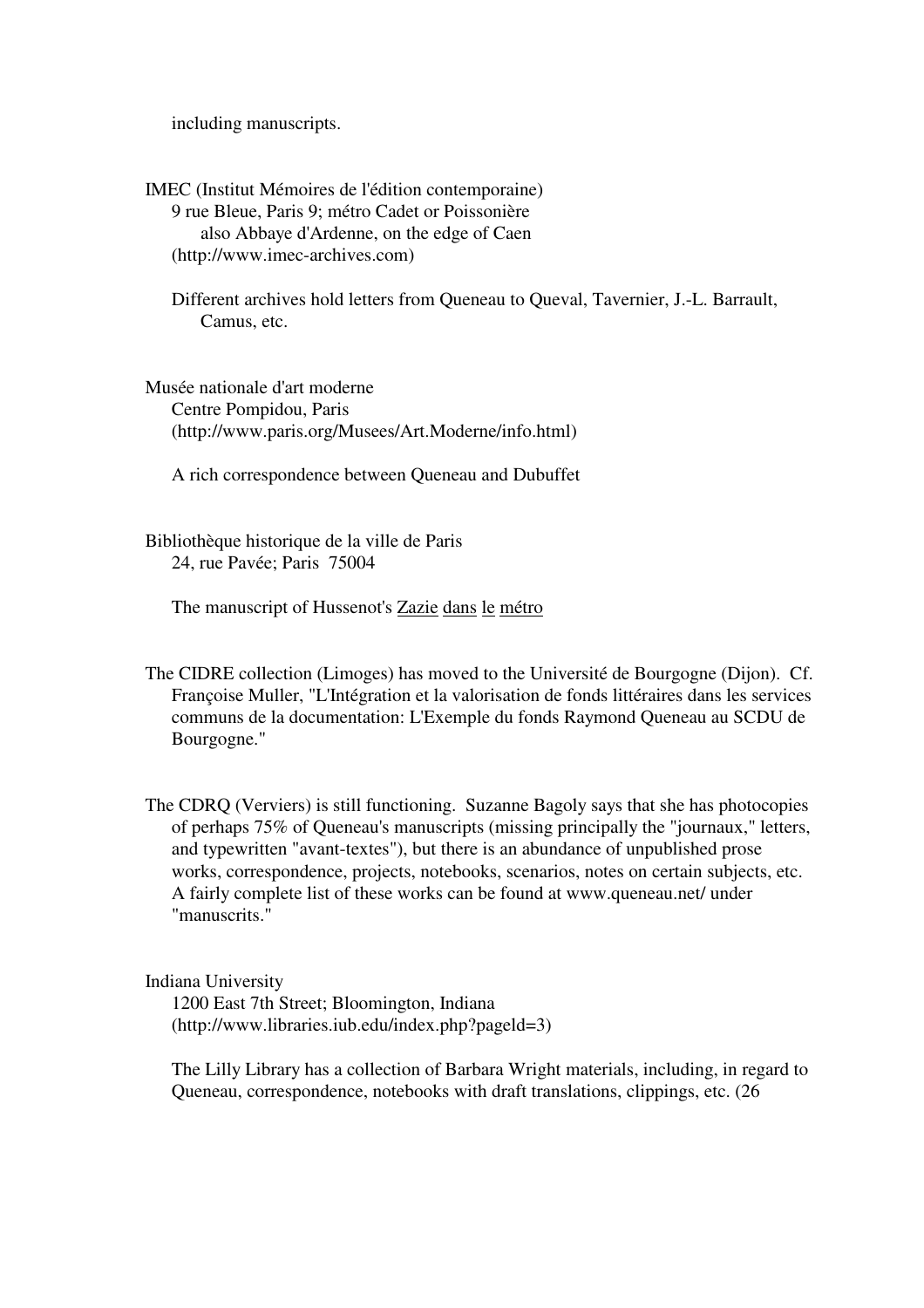including manuscripts.

IMEC (Institut Mémoires de l'édition contemporaine)
9 rue Bleue, Paris 9; métro Cadet or Poissonière
also Abbaye d'Ardenne, on the edge of Caen
(http://www.imec-archives.com)

Different archives hold letters from Queneau to Queval, Tavernier, J.-L. Barrault, Camus, etc.

Musée nationale d'art moderne
Centre Pompidou, Paris
(http://www.paris.org/Musees/Art.Moderne/info.html)

A rich correspondence between Queneau and Dubuffet

Bibliothèque historique de la ville de Paris
24, rue Pavée; Paris 75004

The manuscript of Hussenot's Zazie dans le métro

The CIDRE collection (Limoges) has moved to the Université de Bourgogne (Dijon). Cf. Françoise Muller, "L'Intégration et la valorisation de fonds littéraires dans les services communs de la documentation: L'Exemple du fonds Raymond Queneau au SCDU de Bourgogne."

The CDRQ (Verviers) is still functioning. Suzanne Bagoly says that she has photocopies of perhaps 75% of Queneau's manuscripts (missing principally the "journaux," letters, and typewritten "avant-textes"), but there is an abundance of unpublished prose works, correspondence, projects, notebooks, scenarios, notes on certain subjects, etc. A fairly complete list of these works can be found at www.queneau.net/ under "manuscrits."

Indiana University
1200 East 7th Street; Bloomington, Indiana
(http://www.libraries.iub.edu/index.php?pageId=3)

The Lilly Library has a collection of Barbara Wright materials, including, in regard to Queneau, correspondence, notebooks with draft translations, clippings, etc. (26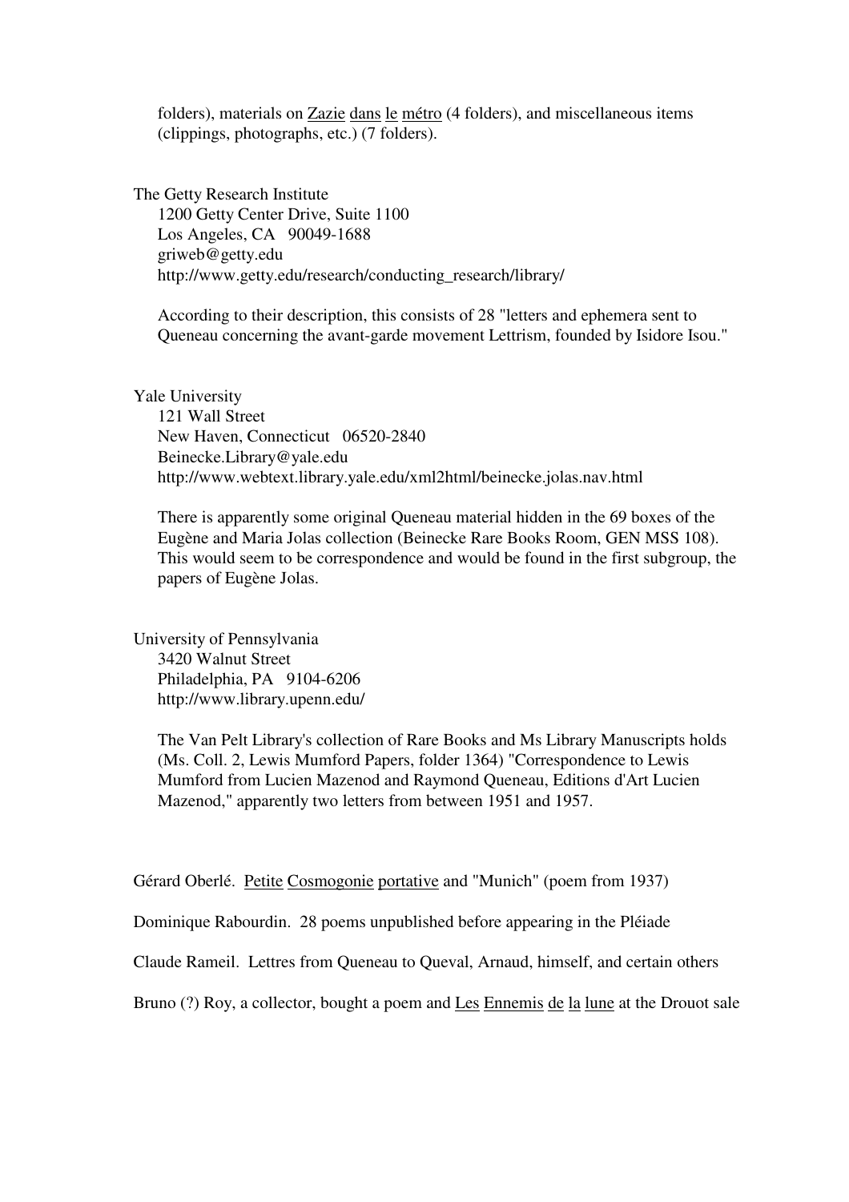folders), materials on Zazie dans le métro (4 folders), and miscellaneous items (clippings, photographs, etc.) (7 folders).

The Getty Research Institute
1200 Getty Center Drive, Suite 1100
Los Angeles, CA 90049-1688
griweb@getty.edu
http://www.getty.edu/research/conducting_research/library/

According to their description, this consists of 28 "letters and ephemera sent to Queneau concerning the avant-garde movement Lettrism, founded by Isidore Isou."

Yale University
121 Wall Street
New Haven, Connecticut 06520-2840
Beinecke.Library@yale.edu
http://www.webtext.library.yale.edu/xml2html/beinecke.jolas.nav.html

There is apparently some original Queneau material hidden in the 69 boxes of the Eugène and Maria Jolas collection (Beinecke Rare Books Room, GEN MSS 108). This would seem to be correspondence and would be found in the first subgroup, the papers of Eugène Jolas.

University of Pennsylvania
3420 Walnut Street
Philadelphia, PA 9104-6206
http://www.library.upenn.edu/

The Van Pelt Library's collection of Rare Books and Ms Library Manuscripts holds (Ms. Coll. 2, Lewis Mumford Papers, folder 1364) "Correspondence to Lewis Mumford from Lucien Mazenod and Raymond Queneau, Editions d'Art Lucien Mazenod," apparently two letters from between 1951 and 1957.

Gérard Oberlé. Petite Cosmogonie portative and "Munich" (poem from 1937)

Dominique Rabourdin. 28 poems unpublished before appearing in the Pléiade

Claude Rameil. Lettres from Queneau to Queval, Arnaud, himself, and certain others

Bruno (?) Roy, a collector, bought a poem and Les Ennemis de la lune at the Drouot sale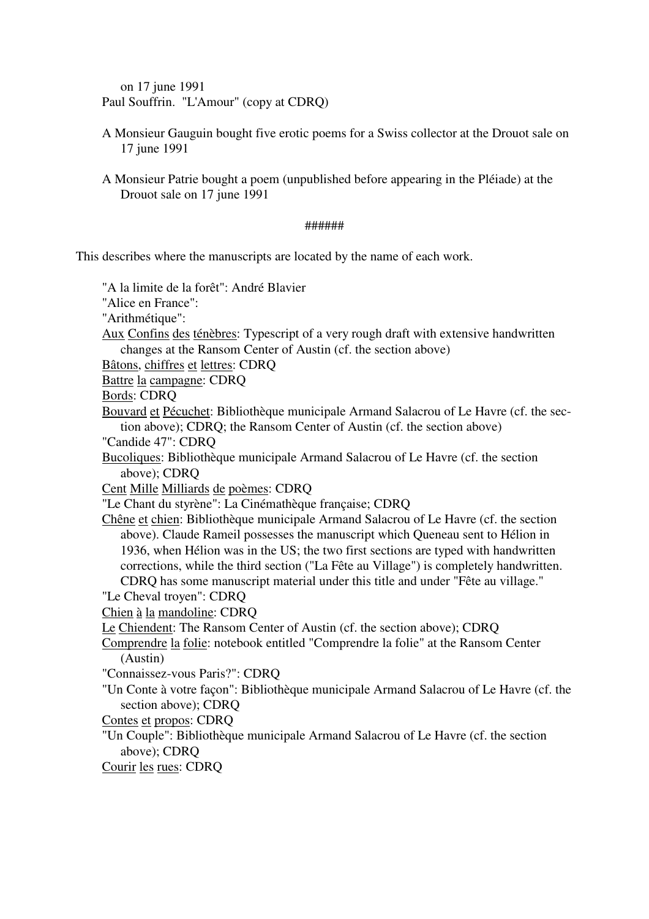on 17 june 1991
Paul Souffrin. "L'Amour" (copy at CDRQ)

A Monsieur Gauguin bought five erotic poems for a Swiss collector at the Drouot sale on 17 june 1991

A Monsieur Patrie bought a poem (unpublished before appearing in the Pléiade) at the Drouot sale on 17 june 1991

######

This describes where the manuscripts are located by the name of each work.

"A la limite de la forêt": André Blavier
"Alice en France":
"Arithmétique":
*Aux Confins des ténèbres*: Typescript of a very rough draft with extensive handwritten changes at the Ransom Center of Austin (cf. the section above)
*Bâtons, chiffres et lettres*: CDRQ
*Battre la campagne*: CDRQ
*Bords*: CDRQ
*Bouvard et Pécuchet*: Bibliothèque municipale Armand Salacrou of Le Havre (cf. the section above); CDRQ; the Ransom Center of Austin (cf. the section above)
"Candide 47": CDRQ
*Bucoliques*: Bibliothèque municipale Armand Salacrou of Le Havre (cf. the section above); CDRQ
*Cent Mille Milliards de poèmes*: CDRQ
"Le Chant du styrène": La Cinémathèque française; CDRQ
*Chêne et chien*: Bibliothèque municipale Armand Salacrou of Le Havre (cf. the section above). Claude Rameil possesses the manuscript which Queneau sent to Hélion in 1936, when Hélion was in the US; the two first sections are typed with handwritten corrections, while the third section ("La Fête au Village") is completely handwritten. CDRQ has some manuscript material under this title and under "Fête au village."
"Le Cheval troyen": CDRQ
*Chien à la mandoline*: CDRQ
*Le Chiendent*: The Ransom Center of Austin (cf. the section above); CDRQ
*Comprendre la folie*: notebook entitled "Comprendre la folie" at the Ransom Center (Austin)
"Connaissez-vous Paris?": CDRQ
"Un Conte à votre façon": Bibliothèque municipale Armand Salacrou of Le Havre (cf. the section above); CDRQ
*Contes et propos*: CDRQ
"Un Couple": Bibliothèque municipale Armand Salacrou of Le Havre (cf. the section above); CDRQ
*Courir les rues*: CDRQ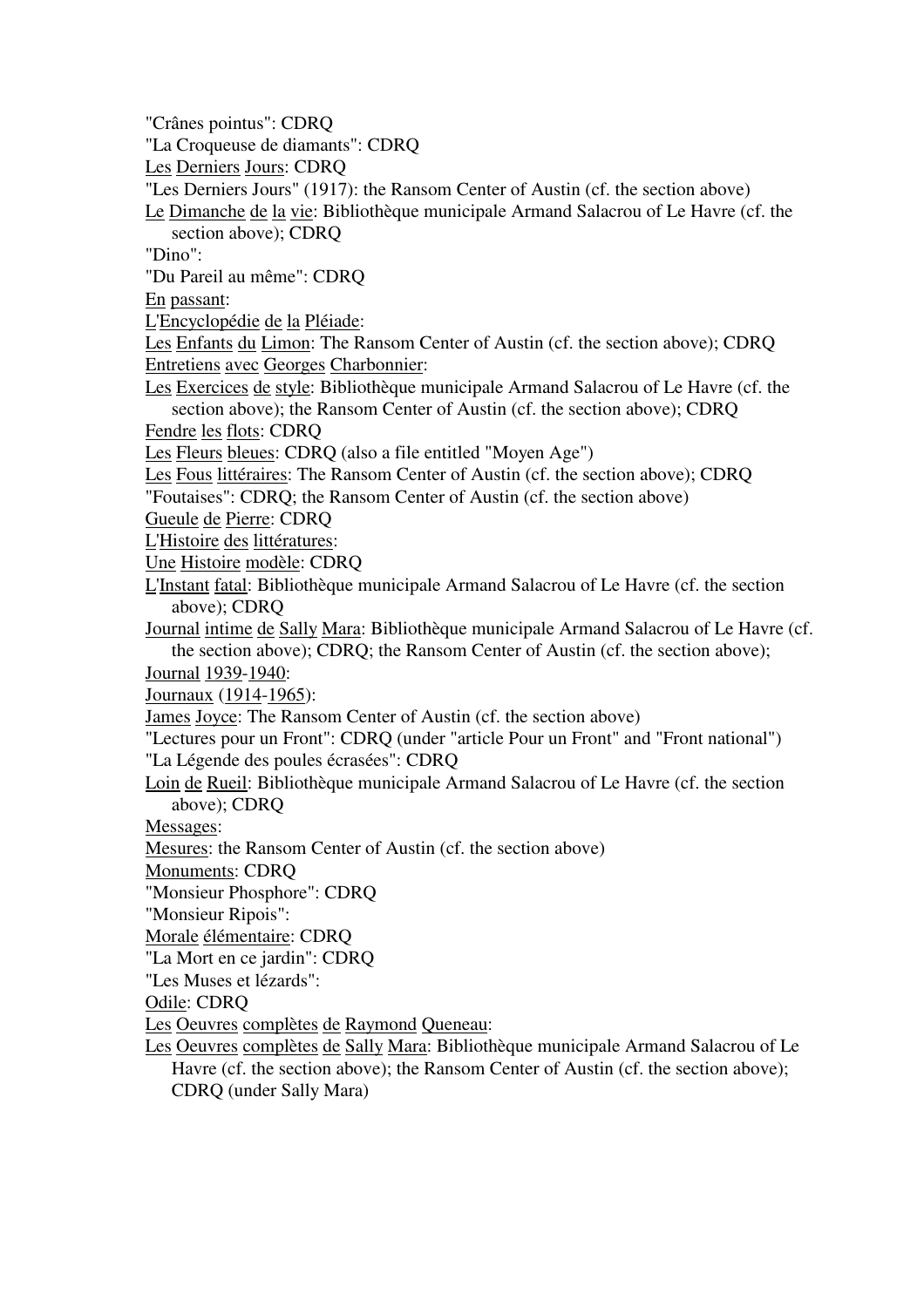"Crânes pointus": CDRQ

"La Croqueuse de diamants": CDRQ

Les Derniers Jours: CDRQ

"Les Derniers Jours" (1917): the Ransom Center of Austin (cf. the section above)

Le Dimanche de la vie: Bibliothèque municipale Armand Salacrou of Le Havre (cf. the section above); CDRQ

"Dino":

"Du Pareil au même": CDRQ

En passant:

L'Encyclopédie de la Pléiade:

Les Enfants du Limon: The Ransom Center of Austin (cf. the section above); CDRQ

Entretiens avec Georges Charbonnier:

Les Exercices de style: Bibliothèque municipale Armand Salacrou of Le Havre (cf. the section above); the Ransom Center of Austin (cf. the section above); CDRQ

Fendre les flots: CDRQ

Les Fleurs bleues: CDRQ (also a file entitled "Moyen Age")

Les Fous littéraires: The Ransom Center of Austin (cf. the section above); CDRQ

"Foutaises": CDRQ; the Ransom Center of Austin (cf. the section above)

Gueule de Pierre: CDRQ

L'Histoire des littératures:

Une Histoire modèle: CDRQ

L'Instant fatal: Bibliothèque municipale Armand Salacrou of Le Havre (cf. the section above); CDRQ

Journal intime de Sally Mara: Bibliothèque municipale Armand Salacrou of Le Havre (cf. the section above); CDRQ; the Ransom Center of Austin (cf. the section above);

Journal 1939-1940:

Journaux (1914-1965):

James Joyce: The Ransom Center of Austin (cf. the section above)

"Lectures pour un Front": CDRQ (under "article Pour un Front" and "Front national")

"La Légende des poules écrasées": CDRQ

Loin de Rueil: Bibliothèque municipale Armand Salacrou of Le Havre (cf. the section above); CDRQ

Messages:

Mesures: the Ransom Center of Austin (cf. the section above)

Monuments: CDRQ

"Monsieur Phosphore": CDRQ

"Monsieur Ripois":

Morale élémentaire: CDRQ

"La Mort en ce jardin": CDRQ

"Les Muses et lézards":

Odile: CDRQ

Les Oeuvres complètes de Raymond Queneau:

Les Oeuvres complètes de Sally Mara: Bibliothèque municipale Armand Salacrou of Le Havre (cf. the section above); the Ransom Center of Austin (cf. the section above); CDRQ (under Sally Mara)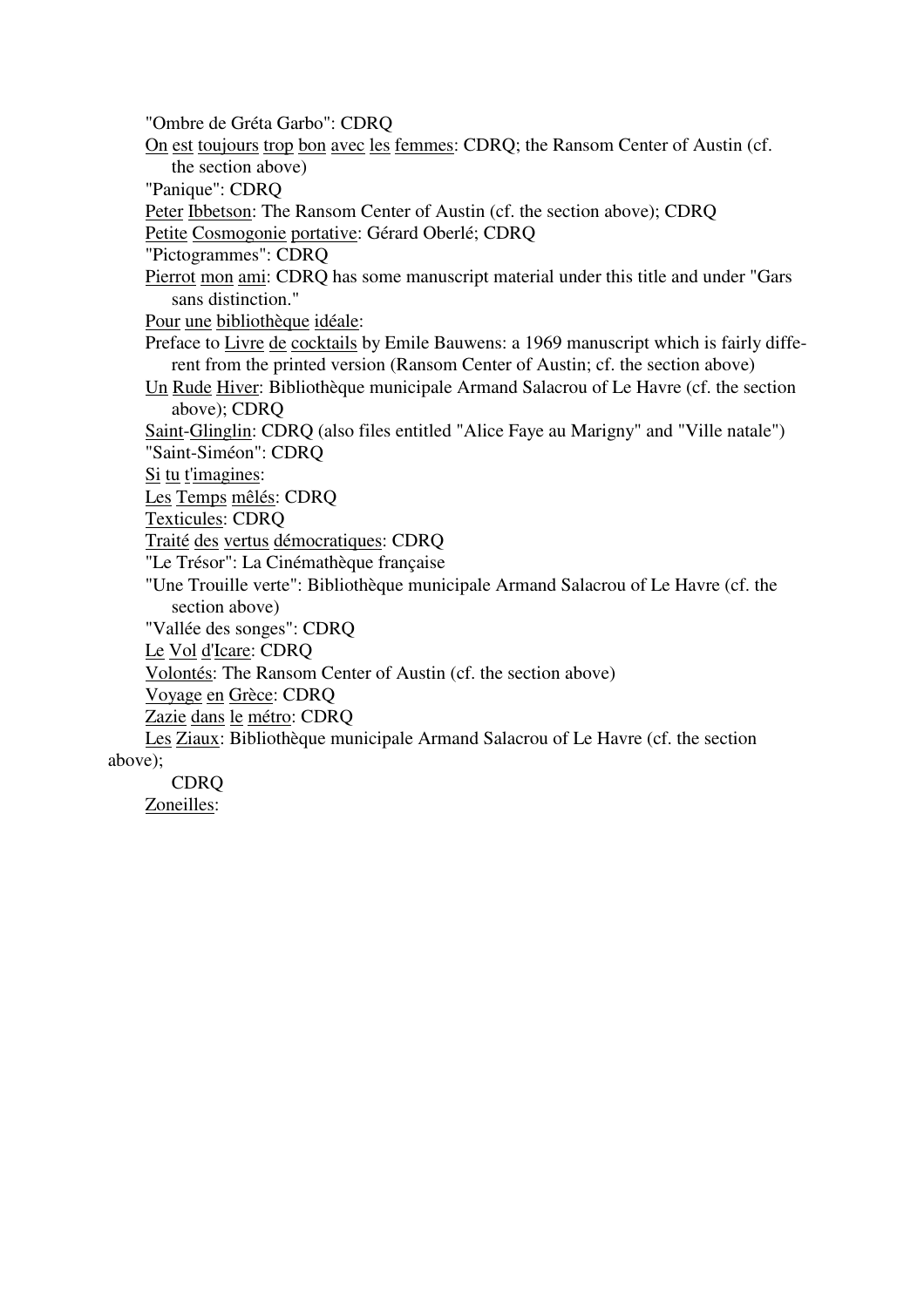"Ombre de Gréta Garbo": CDRQ

On est toujours trop bon avec les femmes: CDRQ; the Ransom Center of Austin (cf. the section above)

"Panique": CDRQ

Peter Ibbetson: The Ransom Center of Austin (cf. the section above); CDRQ

Petite Cosmogonie portative: Gérard Oberlé; CDRQ

"Pictogrammes": CDRQ

Pierrot mon ami: CDRQ has some manuscript material under this title and under "Gars sans distinction."

Pour une bibliothèque idéale:

Preface to Livre de cocktails by Emile Bauwens: a 1969 manuscript which is fairly different from the printed version (Ransom Center of Austin; cf. the section above)

Un Rude Hiver: Bibliothèque municipale Armand Salacrou of Le Havre (cf. the section above); CDRQ

Saint-Glinglin: CDRQ (also files entitled "Alice Faye au Marigny" and "Ville natale")

"Saint-Siméon": CDRQ

Si tu t'imagines:

Les Temps mêlés: CDRQ

Texticules: CDRQ

Traité des vertus démocratiques: CDRQ

"Le Trésor": La Cinémathèque française

"Une Trouille verte": Bibliothèque municipale Armand Salacrou of Le Havre (cf. the section above)

"Vallée des songes": CDRQ

Le Vol d'Icare: CDRQ

Volontés: The Ransom Center of Austin (cf. the section above)

Voyage en Grèce: CDRQ

Zazie dans le métro: CDRQ

Les Ziaux: Bibliothèque municipale Armand Salacrou of Le Havre (cf. the section above); CDRQ

Zoneilles: